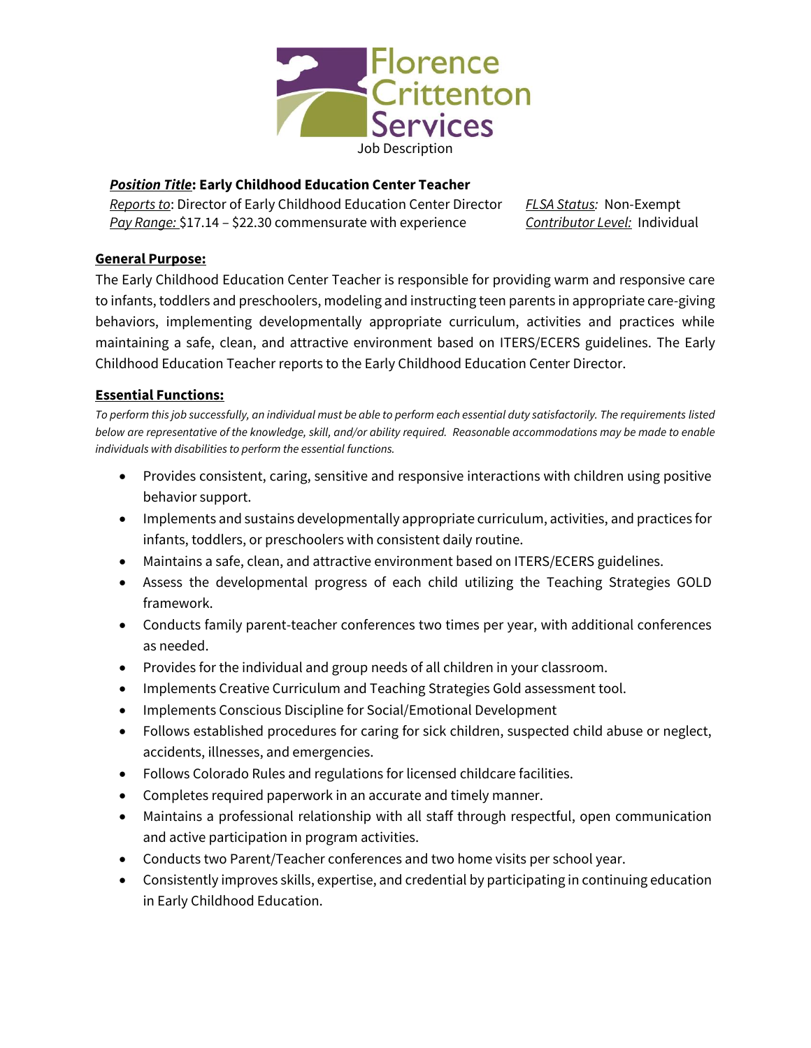Florence Crittenton Services

Job Description

***Position Title*: Early Childhood Education Center Teacher**

*Reports to*: Director of Early Childhood Education Center Director

*Pay Range:* $17.14 – $22.30 commensurate with experience

*FLSA Status:* Non-Exempt

*Contributor Level:* Individual

## General Purpose:

The Early Childhood Education Center Teacher is responsible for providing warm and responsive care to infants, toddlers and preschoolers, modeling and instructing teen parents in appropriate care-giving behaviors, implementing developmentally appropriate curriculum, activities and practices while maintaining a safe, clean, and attractive environment based on ITERS/ECERS guidelines. The Early Childhood Education Teacher reports to the Early Childhood Education Center Director.

## Essential Functions:

*To perform this job successfully, an individual must be able to perform each essential duty satisfactorily. The requirements listed below are representative of the knowledge, skill, and/or ability required. Reasonable accommodations may be made to enable individuals with disabilities to perform the essential functions.*

- Provides consistent, caring, sensitive and responsive interactions with children using positive behavior support.
- Implements and sustains developmentally appropriate curriculum, activities, and practices for infants, toddlers, or preschoolers with consistent daily routine.
- Maintains a safe, clean, and attractive environment based on ITERS/ECERS guidelines.
- Assess the developmental progress of each child utilizing the Teaching Strategies GOLD framework.
- Conducts family parent-teacher conferences two times per year, with additional conferences as needed.
- Provides for the individual and group needs of all children in your classroom.
- Implements Creative Curriculum and Teaching Strategies Gold assessment tool.
- Implements Conscious Discipline for Social/Emotional Development
- Follows established procedures for caring for sick children, suspected child abuse or neglect, accidents, illnesses, and emergencies.
- Follows Colorado Rules and regulations for licensed childcare facilities.
- Completes required paperwork in an accurate and timely manner.
- Maintains a professional relationship with all staff through respectful, open communication and active participation in program activities.
- Conducts two Parent/Teacher conferences and two home visits per school year.
- Consistently improves skills, expertise, and credential by participating in continuing education in Early Childhood Education.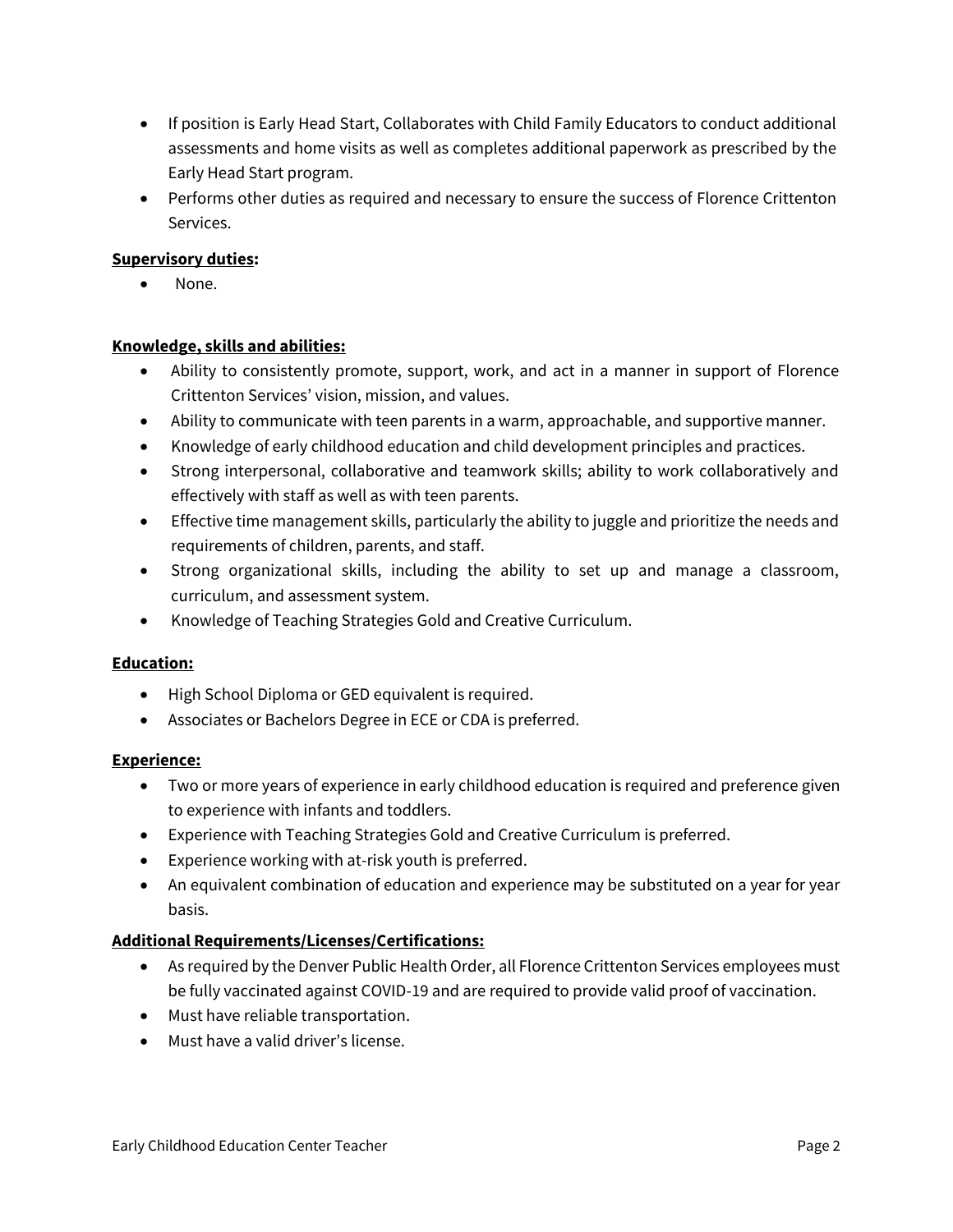- If position is Early Head Start, Collaborates with Child Family Educators to conduct additional assessments and home visits as well as completes additional paperwork as prescribed by the Early Head Start program.
- Performs other duties as required and necessary to ensure the success of Florence Crittenton Services.

**Supervisory duties:**

- None.

**Knowledge, skills and abilities:**

- Ability to consistently promote, support, work, and act in a manner in support of Florence Crittenton Services' vision, mission, and values.
- Ability to communicate with teen parents in a warm, approachable, and supportive manner.
- Knowledge of early childhood education and child development principles and practices.
- Strong interpersonal, collaborative and teamwork skills; ability to work collaboratively and effectively with staff as well as with teen parents.
- Effective time management skills, particularly the ability to juggle and prioritize the needs and requirements of children, parents, and staff.
- Strong organizational skills, including the ability to set up and manage a classroom, curriculum, and assessment system.
- Knowledge of Teaching Strategies Gold and Creative Curriculum.

**Education:**

- High School Diploma or GED equivalent is required.
- Associates or Bachelors Degree in ECE or CDA is preferred.

**Experience:**

- Two or more years of experience in early childhood education is required and preference given to experience with infants and toddlers.
- Experience with Teaching Strategies Gold and Creative Curriculum is preferred.
- Experience working with at-risk youth is preferred.
- An equivalent combination of education and experience may be substituted on a year for year basis.

**Additional Requirements/Licenses/Certifications:**

- As required by the Denver Public Health Order, all Florence Crittenton Services employees must be fully vaccinated against COVID-19 and are required to provide valid proof of vaccination.
- Must have reliable transportation.
- Must have a valid driver's license.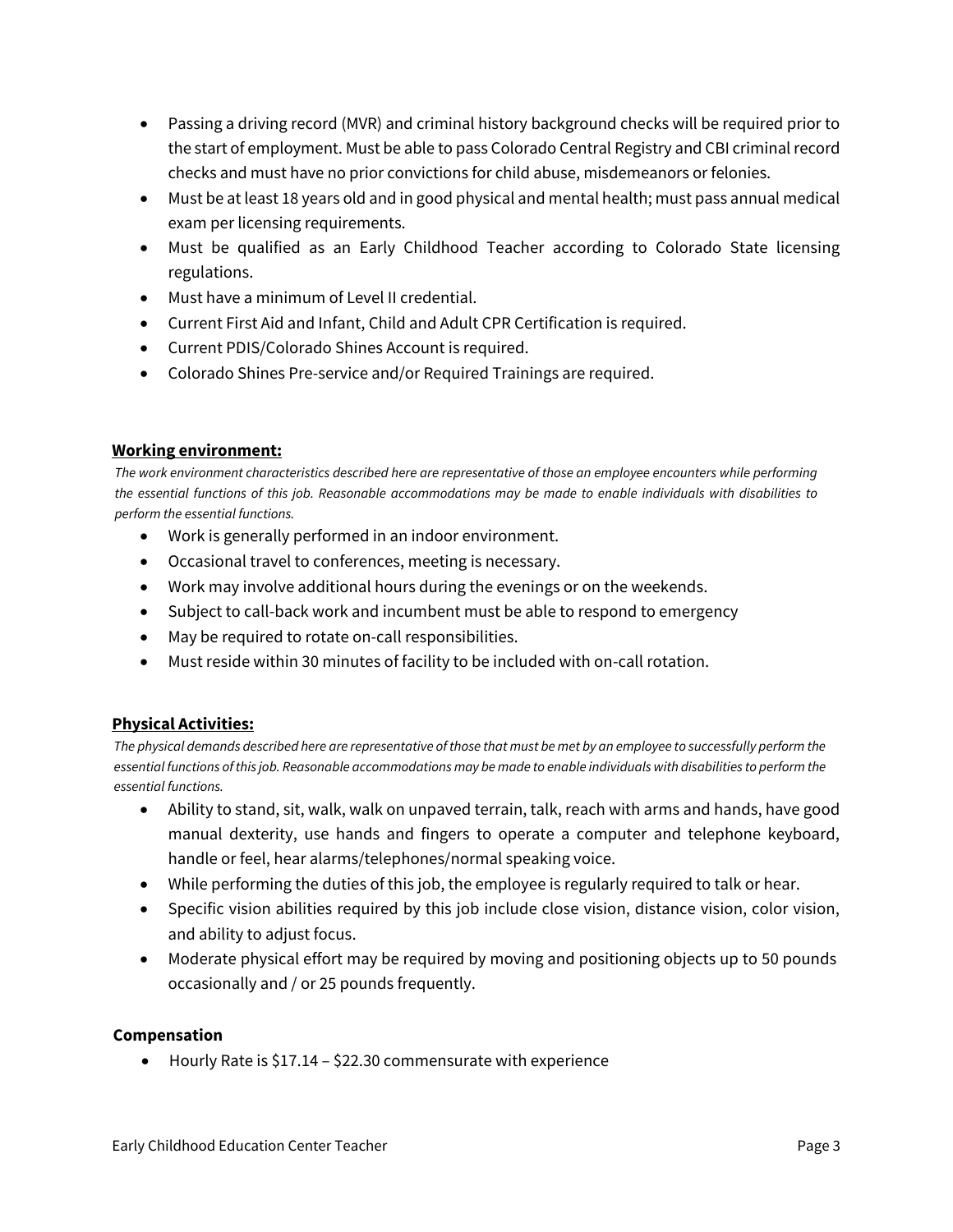- Passing a driving record (MVR) and criminal history background checks will be required prior to the start of employment. Must be able to pass Colorado Central Registry and CBI criminal record checks and must have no prior convictions for child abuse, misdemeanors or felonies.
- Must be at least 18 years old and in good physical and mental health; must pass annual medical exam per licensing requirements.
- Must be qualified as an Early Childhood Teacher according to Colorado State licensing regulations.
- Must have a minimum of Level II credential.
- Current First Aid and Infant, Child and Adult CPR Certification is required.
- Current PDIS/Colorado Shines Account is required.
- Colorado Shines Pre-service and/or Required Trainings are required.

## Working environment:

*The work environment characteristics described here are representative of those an employee encounters while performing the essential functions of this job. Reasonable accommodations may be made to enable individuals with disabilities to perform the essential functions.*

- Work is generally performed in an indoor environment.
- Occasional travel to conferences, meeting is necessary.
- Work may involve additional hours during the evenings or on the weekends.
- Subject to call-back work and incumbent must be able to respond to emergency
- May be required to rotate on-call responsibilities.
- Must reside within 30 minutes of facility to be included with on-call rotation.

## Physical Activities:

*The physical demands described here are representative of those that must be met by an employee to successfully perform the essential functions of this job. Reasonable accommodations may be made to enable individuals with disabilities to perform the essential functions.*

- Ability to stand, sit, walk, walk on unpaved terrain, talk, reach with arms and hands, have good manual dexterity, use hands and fingers to operate a computer and telephone keyboard, handle or feel, hear alarms/telephones/normal speaking voice.
- While performing the duties of this job, the employee is regularly required to talk or hear.
- Specific vision abilities required by this job include close vision, distance vision, color vision, and ability to adjust focus.
- Moderate physical effort may be required by moving and positioning objects up to 50 pounds occasionally and / or 25 pounds frequently.

## Compensation

- Hourly Rate is $17.14 – $22.30 commensurate with experience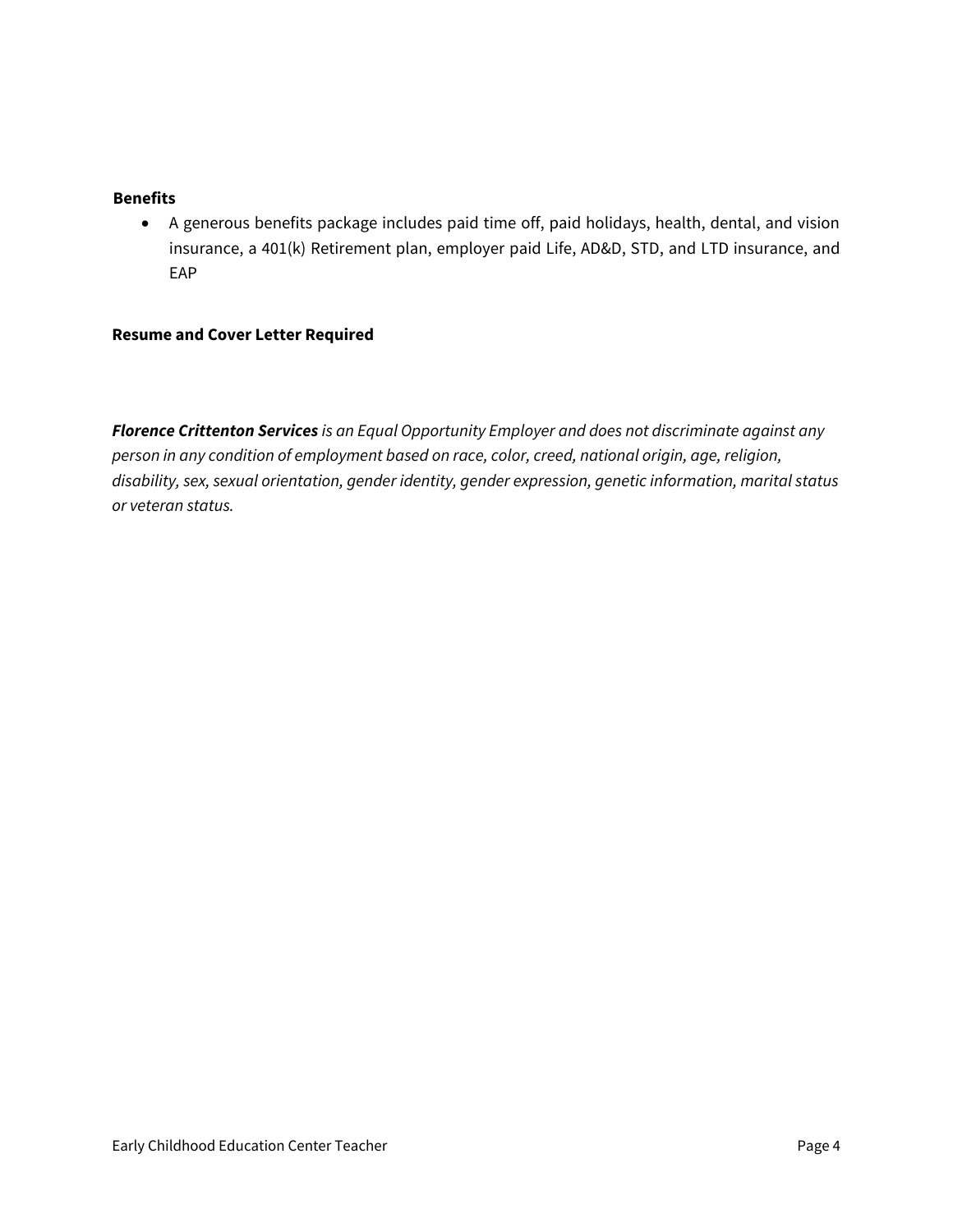**Benefits**

- A generous benefits package includes paid time off, paid holidays, health, dental, and vision insurance, a 401(k) Retirement plan, employer paid Life, AD&D, STD, and LTD insurance, and EAP

**Resume and Cover Letter Required**

***Florence Crittenton Services*** *is an Equal Opportunity Employer and does not discriminate against any person in any condition of employment based on race, color, creed, national origin, age, religion, disability, sex, sexual orientation, gender identity, gender expression, genetic information, marital status or veteran status.*